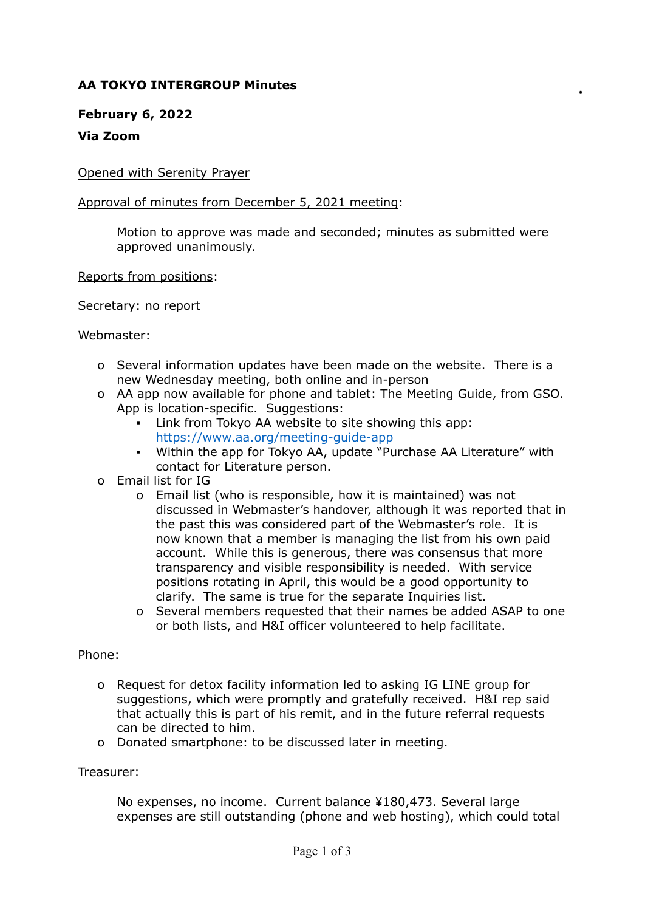**AA TOKYO INTERGROUP Minutes**

**February 6, 2022**

**Via Zoom**

Opened with Serenity Prayer

Approval of minutes from December 5, 2021 meeting:

Motion to approve was made and seconded; minutes as submitted were approved unanimously.

Reports from positions:

Secretary: no report

Webmaster:

- Several information updates have been made on the website. There is a new Wednesday meeting, both online and in-person
- AA app now available for phone and tablet: The Meeting Guide, from GSO. App is location-specific. Suggestions:
  - Link from Tokyo AA website to site showing this app: [https://www.aa.org/meeting-guide-app](https://www.aa.org/meeting-guide-app)
  - Within the app for Tokyo AA, update "Purchase AA Literature" with contact for Literature person.
- Email list for IG
  - Email list (who is responsible, how it is maintained) was not discussed in Webmaster's handover, although it was reported that in the past this was considered part of the Webmaster's role. It is now known that a member is managing the list from his own paid account. While this is generous, there was consensus that more transparency and visible responsibility is needed. With service positions rotating in April, this would be a good opportunity to clarify. The same is true for the separate Inquiries list.
  - Several members requested that their names be added ASAP to one or both lists, and H&I officer volunteered to help facilitate.

Phone:

- Request for detox facility information led to asking IG LINE group for suggestions, which were promptly and gratefully received. H&I rep said that actually this is part of his remit, and in the future referral requests can be directed to him.
- Donated smartphone: to be discussed later in meeting.

Treasurer:

No expenses, no income. Current balance ¥180,473. Several large expenses are still outstanding (phone and web hosting), which could total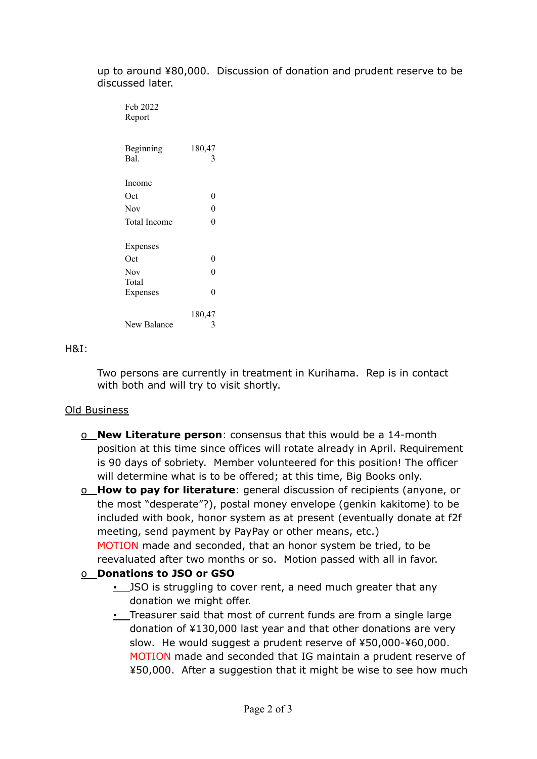up to around ¥80,000.  Discussion of donation and prudent reserve to be discussed later.

| Feb 2022 Report | |
|---|---|
| Beginning Bal. | 180,473 |
| Income | |
| Oct | 0 |
| Nov | 0 |
| Total Income | 0 |
| Expenses | |
| Oct | 0 |
| Nov | 0 |
| Total Expenses | 0 |
| New Balance | 180,473 |

H&I:

Two persons are currently in treatment in Kurihama.  Rep is in contact with both and will try to visit shortly.

Old Business

- **New Literature person**: consensus that this would be a 14-month position at this time since offices will rotate already in April. Requirement is 90 days of sobriety.  Member volunteered for this position! The officer will determine what is to be offered; at this time, Big Books only.
- **How to pay for literature**: general discussion of recipients (anyone, or the most "desperate"?), postal money envelope (genkin kakitome) to be included with book, honor system as at present (eventually donate at f2f meeting, send payment by PayPay or other means, etc.)  
  MOTION made and seconded, that an honor system be tried, to be reevaluated after two months or so.  Motion passed with all in favor.
- **Donations to JSO or GSO**
  - JSO is struggling to cover rent, a need much greater that any donation we might offer.
  - Treasurer said that most of current funds are from a single large donation of ¥130,000 last year and that other donations are very slow.  He would suggest a prudent reserve of ¥50,000-¥60,000.  
    MOTION made and seconded that IG maintain a prudent reserve of ¥50,000.  After a suggestion that it might be wise to see how much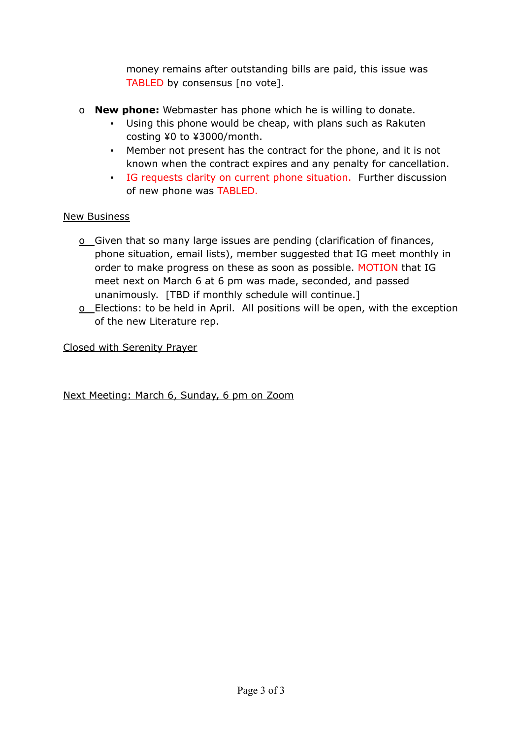money remains after outstanding bills are paid, this issue was TABLED by consensus [no vote].

- **New phone:** Webmaster has phone which he is willing to donate.
  - Using this phone would be cheap, with plans such as Rakuten costing ¥0 to ¥3000/month.
  - Member not present has the contract for the phone, and it is not known when the contract expires and any penalty for cancellation.
  - IG requests clarity on current phone situation. Further discussion of new phone was TABLED.

New Business

- Given that so many large issues are pending (clarification of finances, phone situation, email lists), member suggested that IG meet monthly in order to make progress on these as soon as possible. MOTION that IG meet next on March 6 at 6 pm was made, seconded, and passed unanimously. [TBD if monthly schedule will continue.]
- Elections: to be held in April. All positions will be open, with the exception of the new Literature rep.

Closed with Serenity Prayer

Next Meeting: March 6, Sunday, 6 pm on Zoom